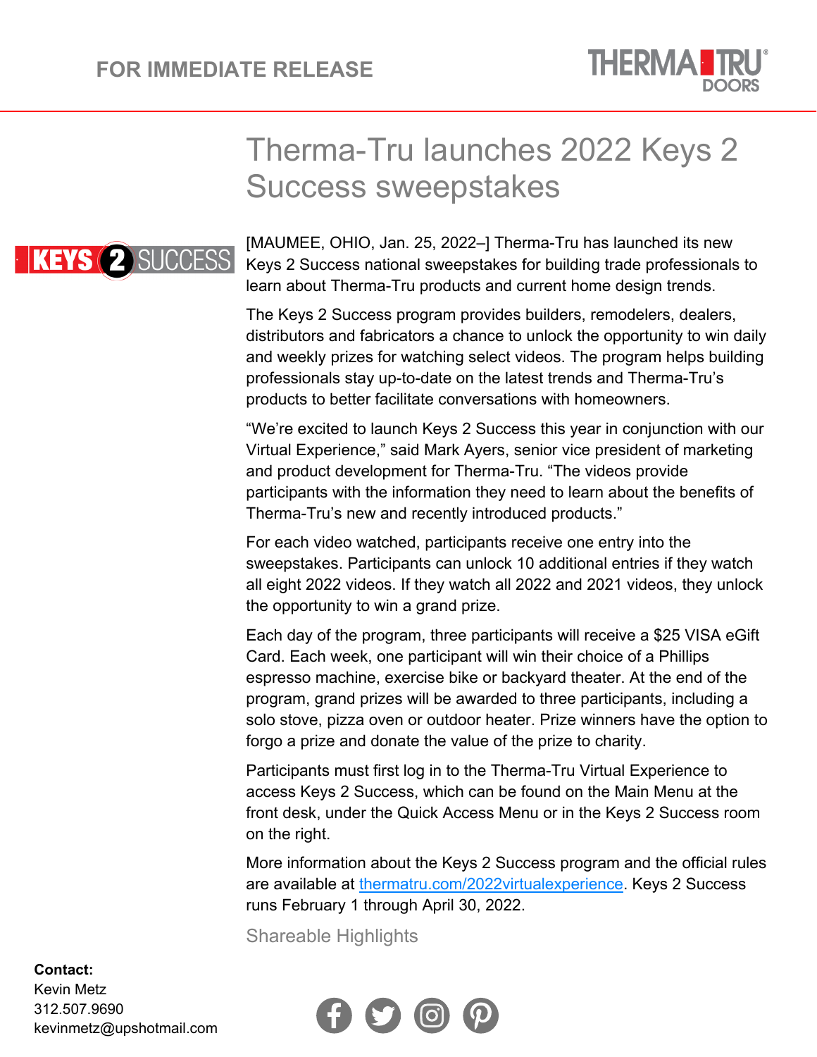FOR IMMEDIATE RELEASE

# Therma-Tru launches 2022 Keys 2 Success sweepstakes

[MAUMEE, OHIO, Jan. 25, 2022–] Therma-Tru has launched its new Keys 2 Success national sweepstakes for building trade professionals to learn about Therma-Tru products and current home design trends.

The Keys 2 Success program provides builders, remodelers, dealers, distributors and fabricators a chance to unlock the opportunity to win daily and weekly prizes for watching select videos. The program helps building professionals stay up-to-date on the latest trends and Therma-Tru's products to better facilitate conversations with homeowners.

"We're excited to launch Keys 2 Success this year in conjunction with our Virtual Experience," said Mark Ayers, senior vice president of marketing and product development for Therma-Tru. "The videos provide participants with the information they need to learn about the benefits of Therma-Tru's new and recently introduced products."

For each video watched, participants receive one entry into the sweepstakes. Participants can unlock 10 additional entries if they watch all eight 2022 videos. If they watch all 2022 and 2021 videos, they unlock the opportunity to win a grand prize.

Each day of the program, three participants will receive a $25 VISA eGift Card. Each week, one participant will win their choice of a Phillips espresso machine, exercise bike or backyard theater. At the end of the program, grand prizes will be awarded to three participants, including a solo stove, pizza oven or outdoor heater. Prize winners have the option to forgo a prize and donate the value of the prize to charity.

Participants must first log in to the Therma-Tru Virtual Experience to access Keys 2 Success, which can be found on the Main Menu at the front desk, under the Quick Access Menu or in the Keys 2 Success room on the right.

More information about the Keys 2 Success program and the official rules are available at thermatru.com/2022virtualexperience. Keys 2 Success runs February 1 through April 30, 2022.

Shareable Highlights

**Contact:**
Kevin Metz
312.507.9690
kevinmetz@upshotmail.com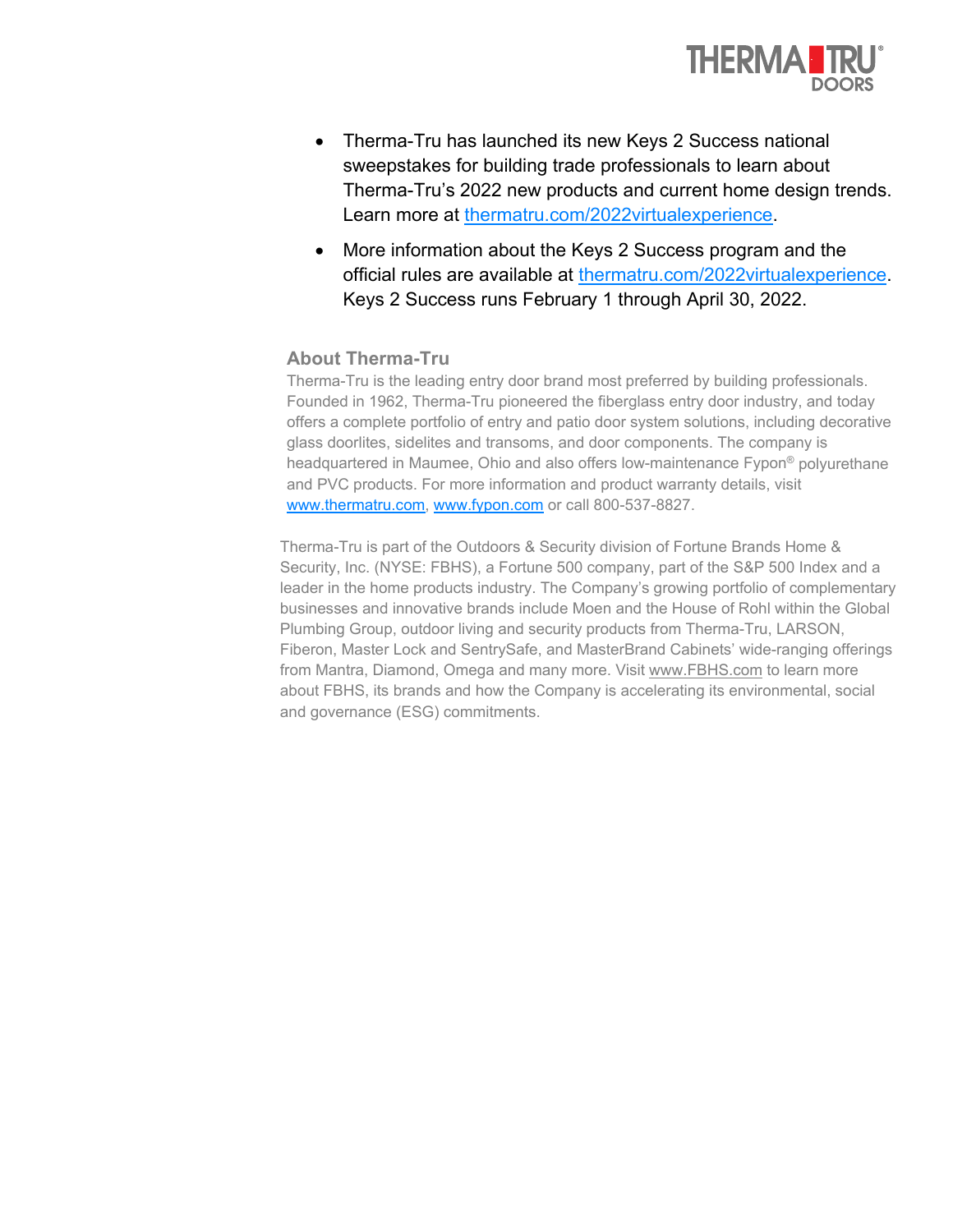- Therma-Tru has launched its new Keys 2 Success national sweepstakes for building trade professionals to learn about Therma-Tru's 2022 new products and current home design trends. Learn more at thermatru.com/2022virtualexperience.
- More information about the Keys 2 Success program and the official rules are available at thermatru.com/2022virtualexperience. Keys 2 Success runs February 1 through April 30, 2022.

## About Therma-Tru

Therma-Tru is the leading entry door brand most preferred by building professionals. Founded in 1962, Therma-Tru pioneered the fiberglass entry door industry, and today offers a complete portfolio of entry and patio door system solutions, including decorative glass doorlites, sidelites and transoms, and door components. The company is headquartered in Maumee, Ohio and also offers low-maintenance Fypon® polyurethane and PVC products. For more information and product warranty details, visit www.thermatru.com, www.fypon.com or call 800-537-8827.

Therma-Tru is part of the Outdoors & Security division of Fortune Brands Home & Security, Inc. (NYSE: FBHS), a Fortune 500 company, part of the S&P 500 Index and a leader in the home products industry. The Company's growing portfolio of complementary businesses and innovative brands include Moen and the House of Rohl within the Global Plumbing Group, outdoor living and security products from Therma-Tru, LARSON, Fiberon, Master Lock and SentrySafe, and MasterBrand Cabinets' wide-ranging offerings from Mantra, Diamond, Omega and many more. Visit www.FBHS.com to learn more about FBHS, its brands and how the Company is accelerating its environmental, social and governance (ESG) commitments.